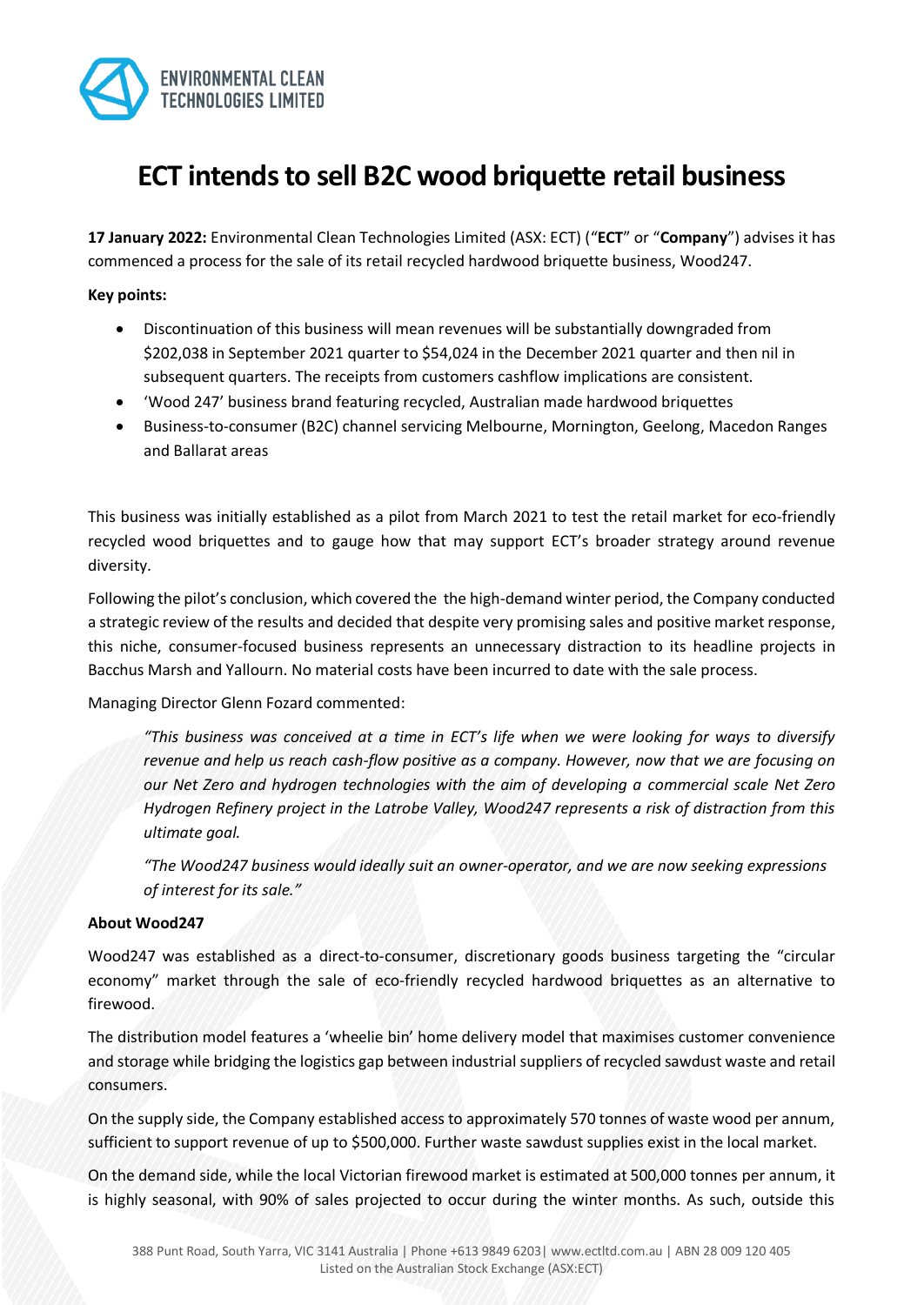# ECT intends to sell B2C wood briquette retail business

**17 January 2022:** Environmental Clean Technologies Limited (ASX: ECT) ("**ECT**" or "**Company**") advises it has commenced a process for the sale of its retail recycled hardwood briquette business, Wood247.

**Key points:**

- Discontinuation of this business will mean revenues will be substantially downgraded from $202,038 in September 2021 quarter to $54,024 in the December 2021 quarter and then nil in subsequent quarters. The receipts from customers cashflow implications are consistent.
- 'Wood 247' business brand featuring recycled, Australian made hardwood briquettes
- Business-to-consumer (B2C) channel servicing Melbourne, Mornington, Geelong, Macedon Ranges and Ballarat areas

This business was initially established as a pilot from March 2021 to test the retail market for eco-friendly recycled wood briquettes and to gauge how that may support ECT's broader strategy around revenue diversity.

Following the pilot's conclusion, which covered the the high-demand winter period, the Company conducted a strategic review of the results and decided that despite very promising sales and positive market response, this niche, consumer-focused business represents an unnecessary distraction to its headline projects in Bacchus Marsh and Yallourn. No material costs have been incurred to date with the sale process.

Managing Director Glenn Fozard commented:

> *"This business was conceived at a time in ECT's life when we were looking for ways to diversify revenue and help us reach cash-flow positive as a company. However, now that we are focusing on our Net Zero and hydrogen technologies with the aim of developing a commercial scale Net Zero Hydrogen Refinery project in the Latrobe Valley, Wood247 represents a risk of distraction from this ultimate goal.*
>
> *"The Wood247 business would ideally suit an owner-operator, and we are now seeking expressions of interest for its sale."*

**About Wood247**

Wood247 was established as a direct-to-consumer, discretionary goods business targeting the "circular economy" market through the sale of eco-friendly recycled hardwood briquettes as an alternative to firewood.

The distribution model features a 'wheelie bin' home delivery model that maximises customer convenience and storage while bridging the logistics gap between industrial suppliers of recycled sawdust waste and retail consumers.

On the supply side, the Company established access to approximately 570 tonnes of waste wood per annum, sufficient to support revenue of up to $500,000. Further waste sawdust supplies exist in the local market.

On the demand side, while the local Victorian firewood market is estimated at 500,000 tonnes per annum, it is highly seasonal, with 90% of sales projected to occur during the winter months. As such, outside this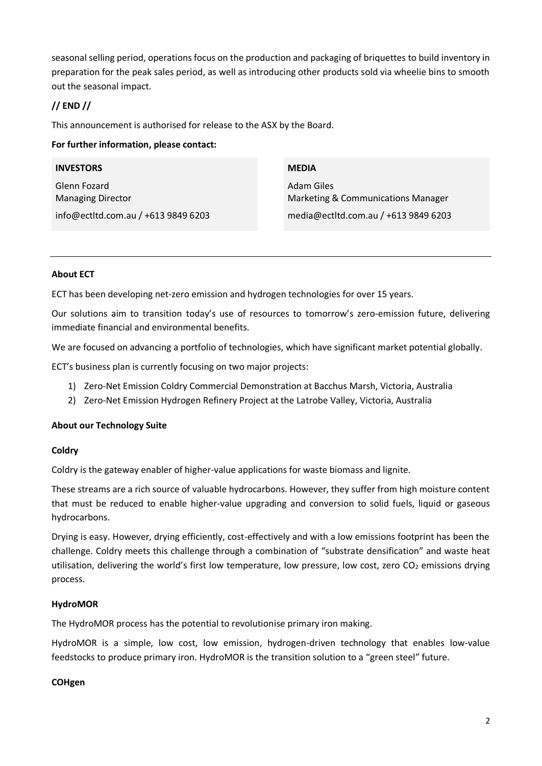seasonal selling period, operations focus on the production and packaging of briquettes to build inventory in preparation for the peak sales period, as well as introducing other products sold via wheelie bins to smooth out the seasonal impact.

**// END //**

This announcement is authorised for release to the ASX by the Board.

**For further information, please contact:**

| **INVESTORS** | **MEDIA** |
| --- | --- |
| Glenn Fozard<br>Managing Director | Adam Giles<br>Marketing & Communications Manager |
| info@ectltd.com.au / +613 9849 6203 | media@ectltd.com.au / +613 9849 6203 |

---

**About ECT**

ECT has been developing net-zero emission and hydrogen technologies for over 15 years.

Our solutions aim to transition today's use of resources to tomorrow's zero-emission future, delivering immediate financial and environmental benefits.

We are focused on advancing a portfolio of technologies, which have significant market potential globally.

ECT's business plan is currently focusing on two major projects:

1) Zero-Net Emission Coldry Commercial Demonstration at Bacchus Marsh, Victoria, Australia
2) Zero-Net Emission Hydrogen Refinery Project at the Latrobe Valley, Victoria, Australia

**About our Technology Suite**

**Coldry**

Coldry is the gateway enabler of higher-value applications for waste biomass and lignite.

These streams are a rich source of valuable hydrocarbons. However, they suffer from high moisture content that must be reduced to enable higher-value upgrading and conversion to solid fuels, liquid or gaseous hydrocarbons.

Drying is easy. However, drying efficiently, cost-effectively and with a low emissions footprint has been the challenge. Coldry meets this challenge through a combination of "substrate densification" and waste heat utilisation, delivering the world's first low temperature, low pressure, low cost, zero $CO_2$ emissions drying process.

**HydroMOR**

The HydroMOR process has the potential to revolutionise primary iron making.

HydroMOR is a simple, low cost, low emission, hydrogen-driven technology that enables low-value feedstocks to produce primary iron. HydroMOR is the transition solution to a "green steel" future.

**COHgen**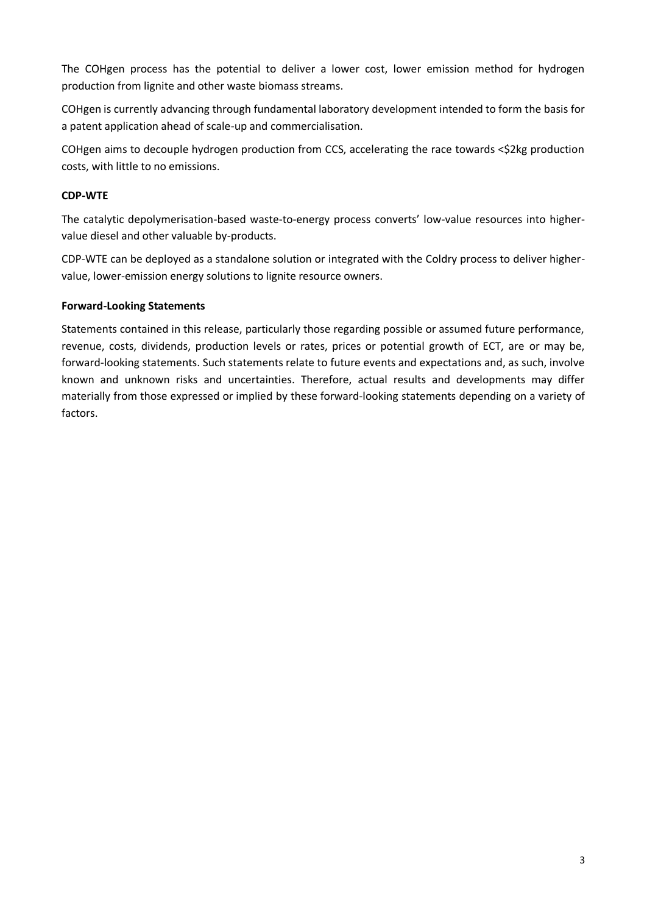The COHgen process has the potential to deliver a lower cost, lower emission method for hydrogen production from lignite and other waste biomass streams.

COHgen is currently advancing through fundamental laboratory development intended to form the basis for a patent application ahead of scale-up and commercialisation.

COHgen aims to decouple hydrogen production from CCS, accelerating the race towards <$2kg production costs, with little to no emissions.

**CDP-WTE**

The catalytic depolymerisation-based waste-to-energy process converts' low-value resources into higher-value diesel and other valuable by-products.

CDP-WTE can be deployed as a standalone solution or integrated with the Coldry process to deliver higher-value, lower-emission energy solutions to lignite resource owners.

**Forward-Looking Statements**

Statements contained in this release, particularly those regarding possible or assumed future performance, revenue, costs, dividends, production levels or rates, prices or potential growth of ECT, are or may be, forward-looking statements. Such statements relate to future events and expectations and, as such, involve known and unknown risks and uncertainties. Therefore, actual results and developments may differ materially from those expressed or implied by these forward-looking statements depending on a variety of factors.